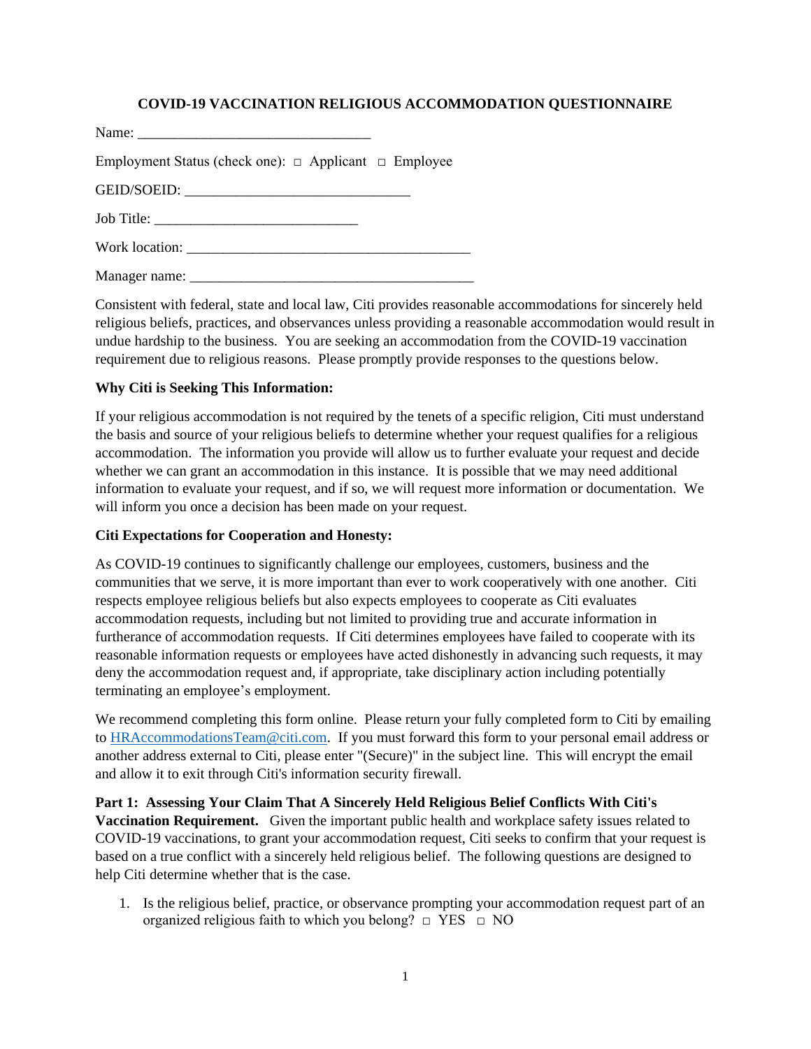# COVID-19 VACCINATION RELIGIOUS ACCOMMODATION QUESTIONNAIRE

Name: ________________________________

Employment Status (check one): □ Applicant □ Employee

GEID/SOEID: ______________________________

Job Title: ___________________________

Work location: ______________________________________

Manager name: ______________________________________

Consistent with federal, state and local law, Citi provides reasonable accommodations for sincerely held religious beliefs, practices, and observances unless providing a reasonable accommodation would result in undue hardship to the business. You are seeking an accommodation from the COVID-19 vaccination requirement due to religious reasons. Please promptly provide responses to the questions below.

**Why Citi is Seeking This Information:**

If your religious accommodation is not required by the tenets of a specific religion, Citi must understand the basis and source of your religious beliefs to determine whether your request qualifies for a religious accommodation. The information you provide will allow us to further evaluate your request and decide whether we can grant an accommodation in this instance. It is possible that we may need additional information to evaluate your request, and if so, we will request more information or documentation. We will inform you once a decision has been made on your request.

**Citi Expectations for Cooperation and Honesty:**

As COVID-19 continues to significantly challenge our employees, customers, business and the communities that we serve, it is more important than ever to work cooperatively with one another. Citi respects employee religious beliefs but also expects employees to cooperate as Citi evaluates accommodation requests, including but not limited to providing true and accurate information in furtherance of accommodation requests. If Citi determines employees have failed to cooperate with its reasonable information requests or employees have acted dishonestly in advancing such requests, it may deny the accommodation request and, if appropriate, take disciplinary action including potentially terminating an employee's employment.

We recommend completing this form online. Please return your fully completed form to Citi by emailing to HRAccommodationsTeam@citi.com. If you must forward this form to your personal email address or another address external to Citi, please enter "(Secure)" in the subject line. This will encrypt the email and allow it to exit through Citi's information security firewall.

**Part 1: Assessing Your Claim That A Sincerely Held Religious Belief Conflicts With Citi's Vaccination Requirement.** Given the important public health and workplace safety issues related to COVID-19 vaccinations, to grant your accommodation request, Citi seeks to confirm that your request is based on a true conflict with a sincerely held religious belief. The following questions are designed to help Citi determine whether that is the case.

1. Is the religious belief, practice, or observance prompting your accommodation request part of an organized religious faith to which you belong? □ YES □ NO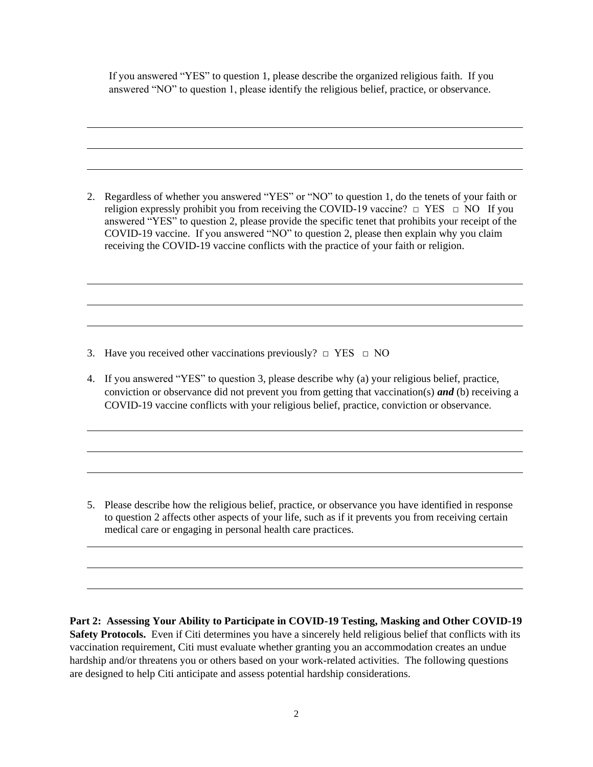If you answered "YES" to question 1, please describe the organized religious faith. If you answered "NO" to question 1, please identify the religious belief, practice, or observance.

______________________________________________________________________________

______________________________________________________________________________

______________________________________________________________________________

2. Regardless of whether you answered "YES" or "NO" to question 1, do the tenets of your faith or religion expressly prohibit you from receiving the COVID-19 vaccine? □ YES □ NO If you answered "YES" to question 2, please provide the specific tenet that prohibits your receipt of the COVID-19 vaccine. If you answered "NO" to question 2, please then explain why you claim receiving the COVID-19 vaccine conflicts with the practice of your faith or religion.

______________________________________________________________________________

______________________________________________________________________________

______________________________________________________________________________

3. Have you received other vaccinations previously? □ YES □ NO

4. If you answered "YES" to question 3, please describe why (a) your religious belief, practice, conviction or observance did not prevent you from getting that vaccination(s) ***and*** (b) receiving a COVID-19 vaccine conflicts with your religious belief, practice, conviction or observance.

______________________________________________________________________________

______________________________________________________________________________

______________________________________________________________________________

5. Please describe how the religious belief, practice, or observance you have identified in response to question 2 affects other aspects of your life, such as if it prevents you from receiving certain medical care or engaging in personal health care practices.

______________________________________________________________________________

______________________________________________________________________________

______________________________________________________________________________

**Part 2: Assessing Your Ability to Participate in COVID-19 Testing, Masking and Other COVID-19 Safety Protocols.** Even if Citi determines you have a sincerely held religious belief that conflicts with its vaccination requirement, Citi must evaluate whether granting you an accommodation creates an undue hardship and/or threatens you or others based on your work-related activities. The following questions are designed to help Citi anticipate and assess potential hardship considerations.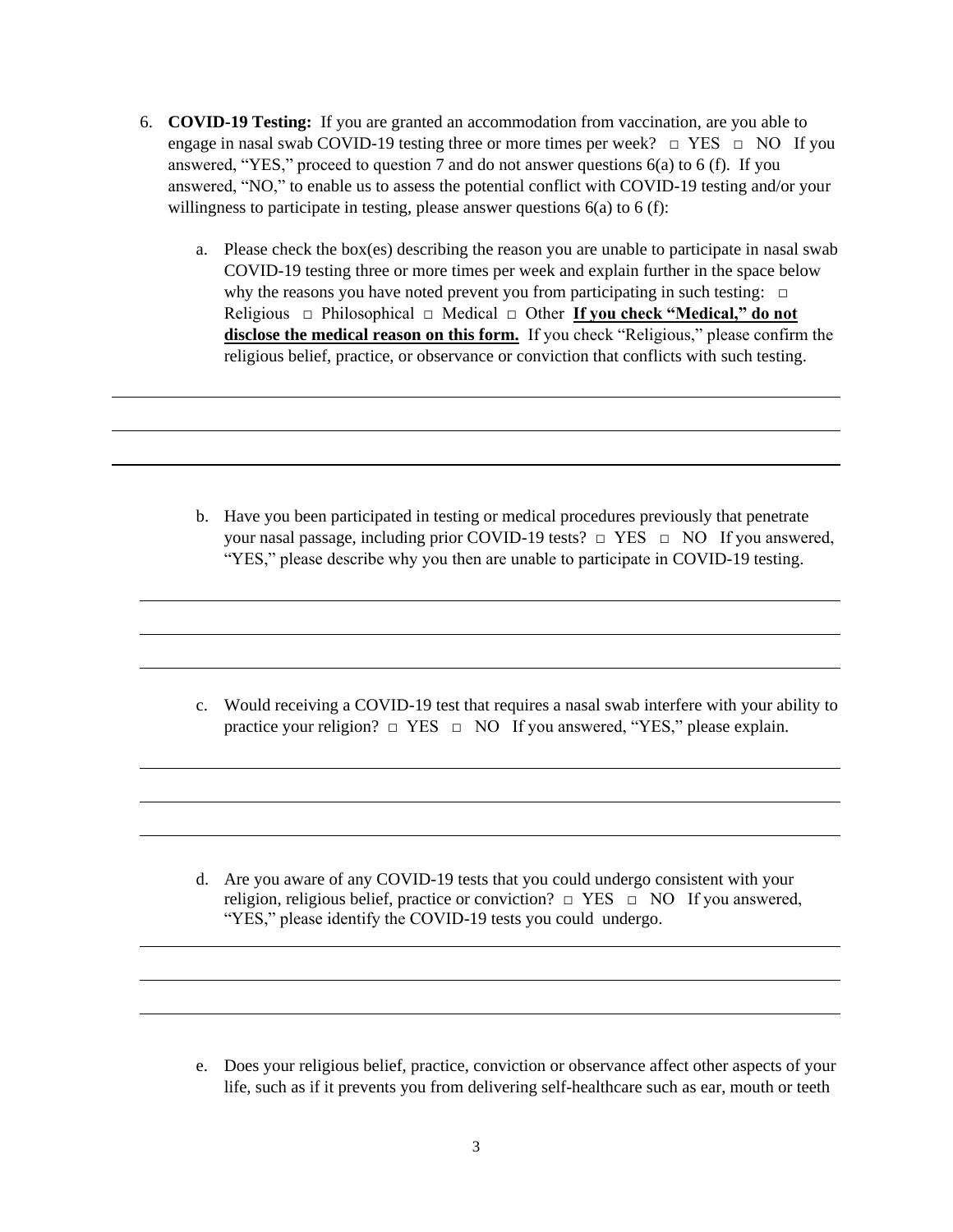6. **COVID-19 Testing:** If you are granted an accommodation from vaccination, are you able to engage in nasal swab COVID-19 testing three or more times per week? □ YES □ NO If you answered, "YES," proceed to question 7 and do not answer questions 6(a) to 6 (f). If you answered, "NO," to enable us to assess the potential conflict with COVID-19 testing and/or your willingness to participate in testing, please answer questions 6(a) to 6 (f):

   a. Please check the box(es) describing the reason you are unable to participate in nasal swab COVID-19 testing three or more times per week and explain further in the space below why the reasons you have noted prevent you from participating in such testing: □ Religious □ Philosophical □ Medical □ Other **<u>If you check "Medical," do not disclose the medical reason on this form.</u>** If you check "Religious," please confirm the religious belief, practice, or observance or conviction that conflicts with such testing.

______________________________________________________________________________

______________________________________________________________________________

______________________________________________________________________________

   b. Have you been participated in testing or medical procedures previously that penetrate your nasal passage, including prior COVID-19 tests? □ YES □ NO If you answered, "YES," please describe why you then are unable to participate in COVID-19 testing.

______________________________________________________________________________

______________________________________________________________________________

______________________________________________________________________________

   c. Would receiving a COVID-19 test that requires a nasal swab interfere with your ability to practice your religion? □ YES □ NO If you answered, "YES," please explain.

______________________________________________________________________________

______________________________________________________________________________

______________________________________________________________________________

   d. Are you aware of any COVID-19 tests that you could undergo consistent with your religion, religious belief, practice or conviction? □ YES □ NO If you answered, "YES," please identify the COVID-19 tests you could undergo.

______________________________________________________________________________

______________________________________________________________________________

______________________________________________________________________________

   e. Does your religious belief, practice, conviction or observance affect other aspects of your life, such as if it prevents you from delivering self-healthcare such as ear, mouth or teeth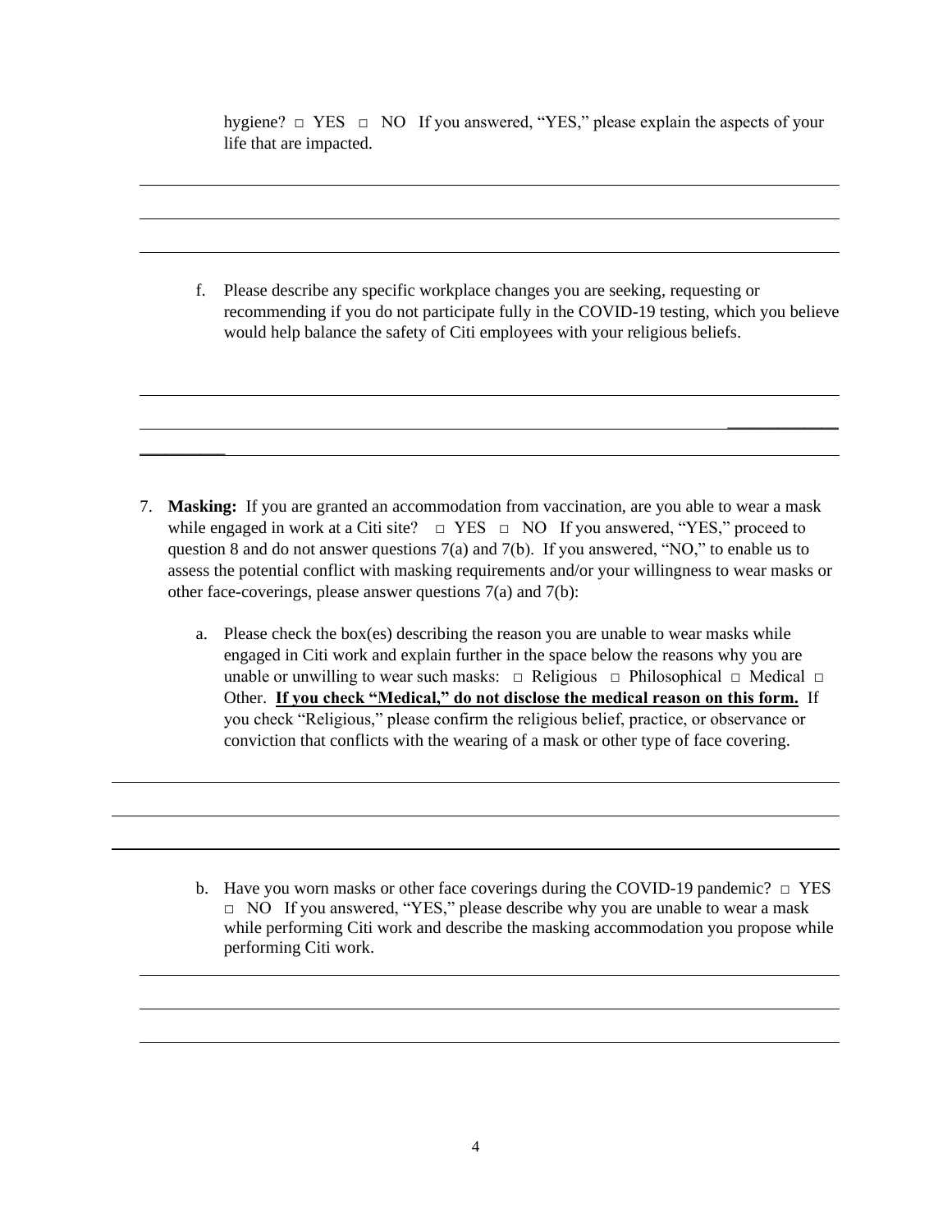hygiene? □ YES □ NO If you answered, "YES," please explain the aspects of your life that are impacted.

f. Please describe any specific workplace changes you are seeking, requesting or recommending if you do not participate fully in the COVID-19 testing, which you believe would help balance the safety of Citi employees with your religious beliefs.

7. **Masking:** If you are granted an accommodation from vaccination, are you able to wear a mask while engaged in work at a Citi site? □ YES □ NO If you answered, "YES," proceed to question 8 and do not answer questions 7(a) and 7(b). If you answered, "NO," to enable us to assess the potential conflict with masking requirements and/or your willingness to wear masks or other face-coverings, please answer questions 7(a) and 7(b):

   a. Please check the box(es) describing the reason you are unable to wear masks while engaged in Citi work and explain further in the space below the reasons why you are unable or unwilling to wear such masks: □ Religious □ Philosophical □ Medical □ Other. **<u>If you check "Medical," do not disclose the medical reason on this form.</u>** If you check "Religious," please confirm the religious belief, practice, or observance or conviction that conflicts with the wearing of a mask or other type of face covering.

   b. Have you worn masks or other face coverings during the COVID-19 pandemic? □ YES □ NO If you answered, "YES," please describe why you are unable to wear a mask while performing Citi work and describe the masking accommodation you propose while performing Citi work.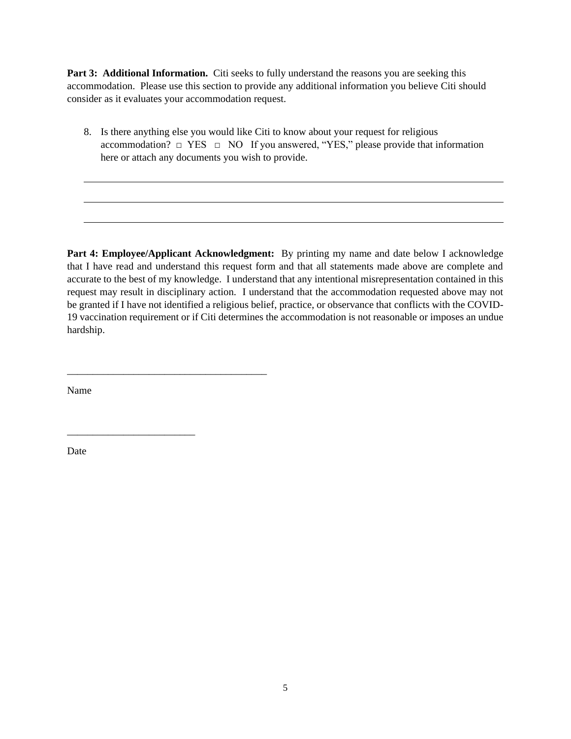**Part 3: Additional Information.** Citi seeks to fully understand the reasons you are seeking this accommodation. Please use this section to provide any additional information you believe Citi should consider as it evaluates your accommodation request.

8. Is there anything else you would like Citi to know about your request for religious accommodation? □ YES □ NO If you answered, "YES," please provide that information here or attach any documents you wish to provide.

\_\_\_\_\_\_\_\_\_\_\_\_\_\_\_\_\_\_\_\_\_\_\_\_\_\_\_\_\_\_\_\_\_\_\_\_\_\_\_\_\_\_\_\_\_\_\_\_\_\_\_\_\_\_\_\_\_\_\_\_\_\_\_\_\_\_\_\_\_\_\_\_\_\_\_\_

\_\_\_\_\_\_\_\_\_\_\_\_\_\_\_\_\_\_\_\_\_\_\_\_\_\_\_\_\_\_\_\_\_\_\_\_\_\_\_\_\_\_\_\_\_\_\_\_\_\_\_\_\_\_\_\_\_\_\_\_\_\_\_\_\_\_\_\_\_\_\_\_\_\_\_\_

\_\_\_\_\_\_\_\_\_\_\_\_\_\_\_\_\_\_\_\_\_\_\_\_\_\_\_\_\_\_\_\_\_\_\_\_\_\_\_\_\_\_\_\_\_\_\_\_\_\_\_\_\_\_\_\_\_\_\_\_\_\_\_\_\_\_\_\_\_\_\_\_\_\_\_\_

**Part 4: Employee/Applicant Acknowledgment:** By printing my name and date below I acknowledge that I have read and understand this request form and that all statements made above are complete and accurate to the best of my knowledge. I understand that any intentional misrepresentation contained in this request may result in disciplinary action. I understand that the accommodation requested above may not be granted if I have not identified a religious belief, practice, or observance that conflicts with the COVID-19 vaccination requirement or if Citi determines the accommodation is not reasonable or imposes an undue hardship.

\_\_\_\_\_\_\_\_\_\_\_\_\_\_\_\_\_\_\_\_\_\_\_\_\_\_\_\_\_\_\_\_\_\_\_\_\_\_\_\_

Name

\_\_\_\_\_\_\_\_\_\_\_\_\_\_\_\_\_\_\_\_\_\_\_\_\_

Date